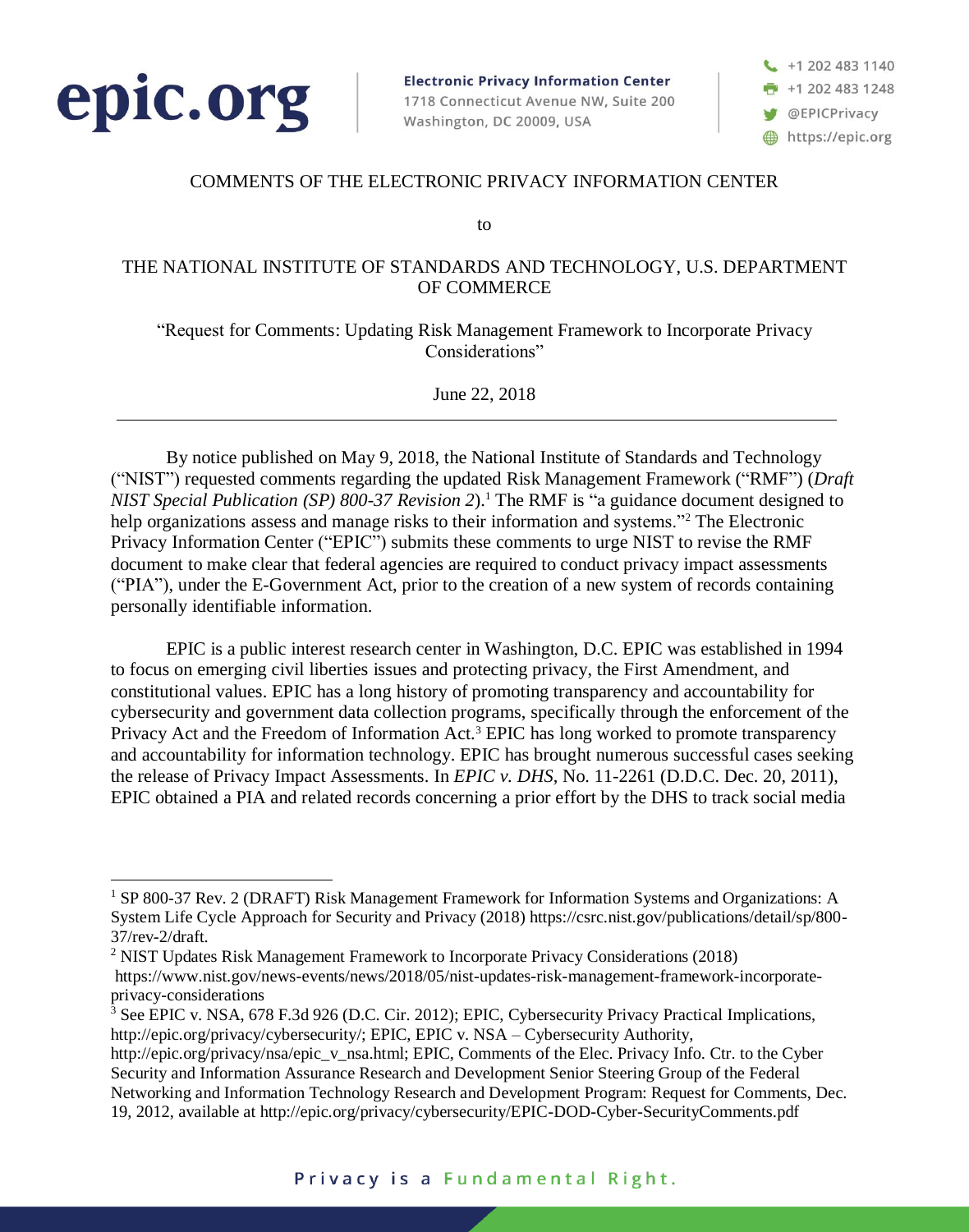epic.org

**Electronic Privacy Information Center**
1718 Connecticut Avenue NW, Suite 200
Washington, DC 20009, USA

+1 202 483 1140
+1 202 483 1248
@EPICPrivacy
https://epic.org

COMMENTS OF THE ELECTRONIC PRIVACY INFORMATION CENTER

to

THE NATIONAL INSTITUTE OF STANDARDS AND TECHNOLOGY, U.S. DEPARTMENT OF COMMERCE

"Request for Comments: Updating Risk Management Framework to Incorporate Privacy Considerations"

June 22, 2018

---

By notice published on May 9, 2018, the National Institute of Standards and Technology ("NIST") requested comments regarding the updated Risk Management Framework ("RMF") (*Draft NIST Special Publication (SP) 800-37 Revision 2*).[1] The RMF is "a guidance document designed to help organizations assess and manage risks to their information and systems."[2] The Electronic Privacy Information Center ("EPIC") submits these comments to urge NIST to revise the RMF document to make clear that federal agencies are required to conduct privacy impact assessments ("PIA"), under the E-Government Act, prior to the creation of a new system of records containing personally identifiable information.

EPIC is a public interest research center in Washington, D.C. EPIC was established in 1994 to focus on emerging civil liberties issues and protecting privacy, the First Amendment, and constitutional values. EPIC has a long history of promoting transparency and accountability for cybersecurity and government data collection programs, specifically through the enforcement of the Privacy Act and the Freedom of Information Act.[3] EPIC has long worked to promote transparency and accountability for information technology. EPIC has brought numerous successful cases seeking the release of Privacy Impact Assessments. In *EPIC v. DHS*, No. 11-2261 (D.D.C. Dec. 20, 2011), EPIC obtained a PIA and related records concerning a prior effort by the DHS to track social media

---

[1] SP 800-37 Rev. 2 (DRAFT) Risk Management Framework for Information Systems and Organizations: A System Life Cycle Approach for Security and Privacy (2018) https://csrc.nist.gov/publications/detail/sp/800-37/rev-2/draft.

[2] NIST Updates Risk Management Framework to Incorporate Privacy Considerations (2018) https://www.nist.gov/news-events/news/2018/05/nist-updates-risk-management-framework-incorporate-privacy-considerations

[3] See EPIC v. NSA, 678 F.3d 926 (D.C. Cir. 2012); EPIC, Cybersecurity Privacy Practical Implications, http://epic.org/privacy/cybersecurity/; EPIC, EPIC v. NSA – Cybersecurity Authority, http://epic.org/privacy/nsa/epic_v_nsa.html; EPIC, Comments of the Elec. Privacy Info. Ctr. to the Cyber Security and Information Assurance Research and Development Senior Steering Group of the Federal Networking and Information Technology Research and Development Program: Request for Comments, Dec. 19, 2012, available at http://epic.org/privacy/cybersecurity/EPIC-DOD-Cyber-SecurityComments.pdf

Privacy is a Fundamental Right.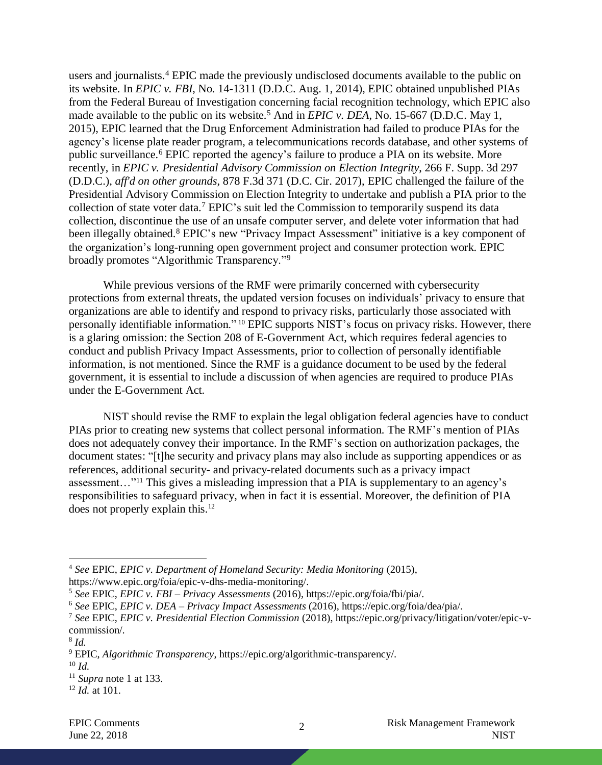users and journalists.[4] EPIC made the previously undisclosed documents available to the public on its website. In *EPIC v. FBI*, No. 14-1311 (D.D.C. Aug. 1, 2014), EPIC obtained unpublished PIAs from the Federal Bureau of Investigation concerning facial recognition technology, which EPIC also made available to the public on its website.[5] And in *EPIC v. DEA*, No. 15-667 (D.D.C. May 1, 2015), EPIC learned that the Drug Enforcement Administration had failed to produce PIAs for the agency's license plate reader program, a telecommunications records database, and other systems of public surveillance.[6] EPIC reported the agency's failure to produce a PIA on its website. More recently, in *EPIC v. Presidential Advisory Commission on Election Integrity*, 266 F. Supp. 3d 297 (D.D.C.), *aff'd on other grounds*, 878 F.3d 371 (D.C. Cir. 2017), EPIC challenged the failure of the Presidential Advisory Commission on Election Integrity to undertake and publish a PIA prior to the collection of state voter data.[7] EPIC's suit led the Commission to temporarily suspend its data collection, discontinue the use of an unsafe computer server, and delete voter information that had been illegally obtained.[8] EPIC's new "Privacy Impact Assessment" initiative is a key component of the organization's long-running open government project and consumer protection work. EPIC broadly promotes "Algorithmic Transparency."[9]

While previous versions of the RMF were primarily concerned with cybersecurity protections from external threats, the updated version focuses on individuals' privacy to ensure that organizations are able to identify and respond to privacy risks, particularly those associated with personally identifiable information."[10] EPIC supports NIST's focus on privacy risks. However, there is a glaring omission: the Section 208 of E-Government Act, which requires federal agencies to conduct and publish Privacy Impact Assessments, prior to collection of personally identifiable information, is not mentioned. Since the RMF is a guidance document to be used by the federal government, it is essential to include a discussion of when agencies are required to produce PIAs under the E-Government Act.

NIST should revise the RMF to explain the legal obligation federal agencies have to conduct PIAs prior to creating new systems that collect personal information. The RMF's mention of PIAs does not adequately convey their importance. In the RMF's section on authorization packages, the document states: "[t]he security and privacy plans may also include as supporting appendices or as references, additional security- and privacy-related documents such as a privacy impact assessment…"[11] This gives a misleading impression that a PIA is supplementary to an agency's responsibilities to safeguard privacy, when in fact it is essential. Moreover, the definition of PIA does not properly explain this.[12]

---

[4] *See* EPIC, *EPIC v. Department of Homeland Security: Media Monitoring* (2015), https://www.epic.org/foia/epic-v-dhs-media-monitoring/.

[5] *See* EPIC, *EPIC v. FBI – Privacy Assessments* (2016), https://epic.org/foia/fbi/pia/.

[6] *See* EPIC, *EPIC v. DEA – Privacy Impact Assessments* (2016), https://epic.org/foia/dea/pia/.

[7] *See* EPIC, *EPIC v. Presidential Election Commission* (2018), https://epic.org/privacy/litigation/voter/epic-v-commission/.

[8] *Id.*

[9] EPIC, *Algorithmic Transparency*, https://epic.org/algorithmic-transparency/.

[10] *Id.*

[11] *Supra* note 1 at 133.

[12] *Id.* at 101.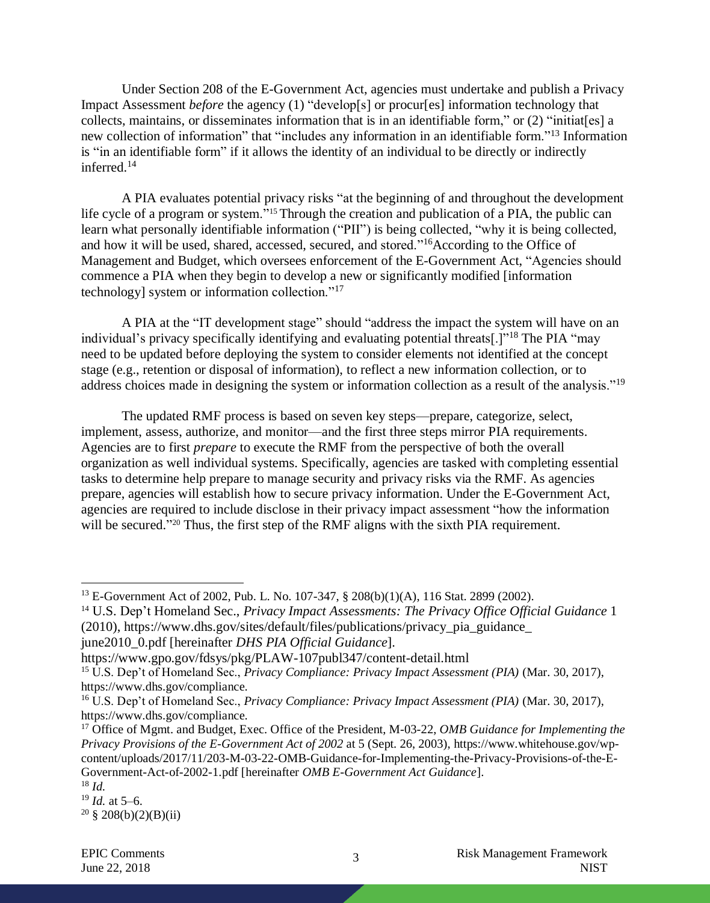Under Section 208 of the E-Government Act, agencies must undertake and publish a Privacy Impact Assessment *before* the agency (1) "develop[s] or procur[es] information technology that collects, maintains, or disseminates information that is in an identifiable form," or (2) "initiat[es] a new collection of information" that "includes any information in an identifiable form."[13] Information is "in an identifiable form" if it allows the identity of an individual to be directly or indirectly inferred.[14]

A PIA evaluates potential privacy risks "at the beginning of and throughout the development life cycle of a program or system."[15] Through the creation and publication of a PIA, the public can learn what personally identifiable information ("PII") is being collected, "why it is being collected, and how it will be used, shared, accessed, secured, and stored."[16] According to the Office of Management and Budget, which oversees enforcement of the E-Government Act, "Agencies should commence a PIA when they begin to develop a new or significantly modified [information technology] system or information collection."[17]

A PIA at the "IT development stage" should "address the impact the system will have on an individual's privacy specifically identifying and evaluating potential threats[.]"[18] The PIA "may need to be updated before deploying the system to consider elements not identified at the concept stage (e.g., retention or disposal of information), to reflect a new information collection, or to address choices made in designing the system or information collection as a result of the analysis."[19]

The updated RMF process is based on seven key steps—prepare, categorize, select, implement, assess, authorize, and monitor—and the first three steps mirror PIA requirements. Agencies are to first *prepare* to execute the RMF from the perspective of both the overall organization as well individual systems. Specifically, agencies are tasked with completing essential tasks to determine help prepare to manage security and privacy risks via the RMF. As agencies prepare, agencies will establish how to secure privacy information. Under the E-Government Act, agencies are required to include disclose in their privacy impact assessment "how the information will be secured."[20] Thus, the first step of the RMF aligns with the sixth PIA requirement.

---

[13] E-Government Act of 2002, Pub. L. No. 107-347, § 208(b)(1)(A), 116 Stat. 2899 (2002).

[14] U.S. Dep't Homeland Sec., *Privacy Impact Assessments: The Privacy Office Official Guidance* 1 (2010), https://www.dhs.gov/sites/default/files/publications/privacy_pia_guidance_june2010_0.pdf [hereinafter *DHS PIA Official Guidance*].
https://www.gpo.gov/fdsys/pkg/PLAW-107publ347/content-detail.html

[15] U.S. Dep't of Homeland Sec., *Privacy Compliance: Privacy Impact Assessment (PIA)* (Mar. 30, 2017), https://www.dhs.gov/compliance.

[16] U.S. Dep't of Homeland Sec., *Privacy Compliance: Privacy Impact Assessment (PIA)* (Mar. 30, 2017), https://www.dhs.gov/compliance.

[17] Office of Mgmt. and Budget, Exec. Office of the President, M-03-22, *OMB Guidance for Implementing the Privacy Provisions of the E-Government Act of 2002* at 5 (Sept. 26, 2003), https://www.whitehouse.gov/wp-content/uploads/2017/11/203-M-03-22-OMB-Guidance-for-Implementing-the-Privacy-Provisions-of-the-E-Government-Act-of-2002-1.pdf [hereinafter *OMB E-Government Act Guidance*].

[18] *Id.*

[19] *Id.* at 5–6.

[20] § 208(b)(2)(B)(ii)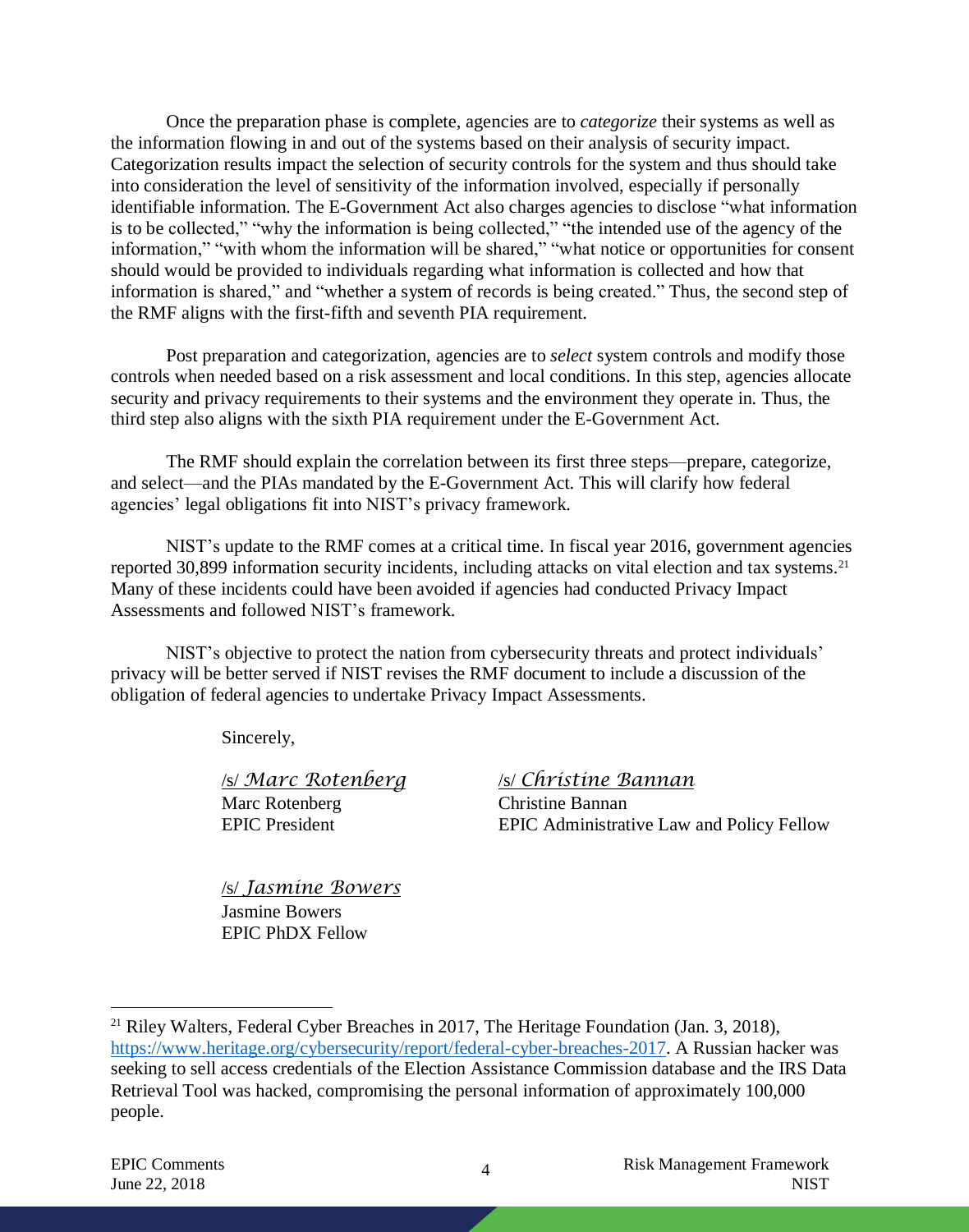Once the preparation phase is complete, agencies are to *categorize* their systems as well as the information flowing in and out of the systems based on their analysis of security impact. Categorization results impact the selection of security controls for the system and thus should take into consideration the level of sensitivity of the information involved, especially if personally identifiable information. The E-Government Act also charges agencies to disclose "what information is to be collected," "why the information is being collected," "the intended use of the agency of the information," "with whom the information will be shared," "what notice or opportunities for consent should would be provided to individuals regarding what information is collected and how that information is shared," and "whether a system of records is being created." Thus, the second step of the RMF aligns with the first-fifth and seventh PIA requirement.

Post preparation and categorization, agencies are to *select* system controls and modify those controls when needed based on a risk assessment and local conditions. In this step, agencies allocate security and privacy requirements to their systems and the environment they operate in. Thus, the third step also aligns with the sixth PIA requirement under the E-Government Act.

The RMF should explain the correlation between its first three steps—prepare, categorize, and select—and the PIAs mandated by the E-Government Act. This will clarify how federal agencies' legal obligations fit into NIST's privacy framework.

NIST's update to the RMF comes at a critical time. In fiscal year 2016, government agencies reported 30,899 information security incidents, including attacks on vital election and tax systems.[21] Many of these incidents could have been avoided if agencies had conducted Privacy Impact Assessments and followed NIST's framework.

NIST's objective to protect the nation from cybersecurity threats and protect individuals' privacy will be better served if NIST revises the RMF document to include a discussion of the obligation of federal agencies to undertake Privacy Impact Assessments.

Sincerely,

/s/ *Marc Rotenberg*
Marc Rotenberg
EPIC President

/s/ *Christine Bannan*
Christine Bannan
EPIC Administrative Law and Policy Fellow

/s/ *Jasmine Bowers*
Jasmine Bowers
EPIC PhDX Fellow

---

[21] Riley Walters, Federal Cyber Breaches in 2017, The Heritage Foundation (Jan. 3, 2018), https://www.heritage.org/cybersecurity/report/federal-cyber-breaches-2017. A Russian hacker was seeking to sell access credentials of the Election Assistance Commission database and the IRS Data Retrieval Tool was hacked, compromising the personal information of approximately 100,000 people.